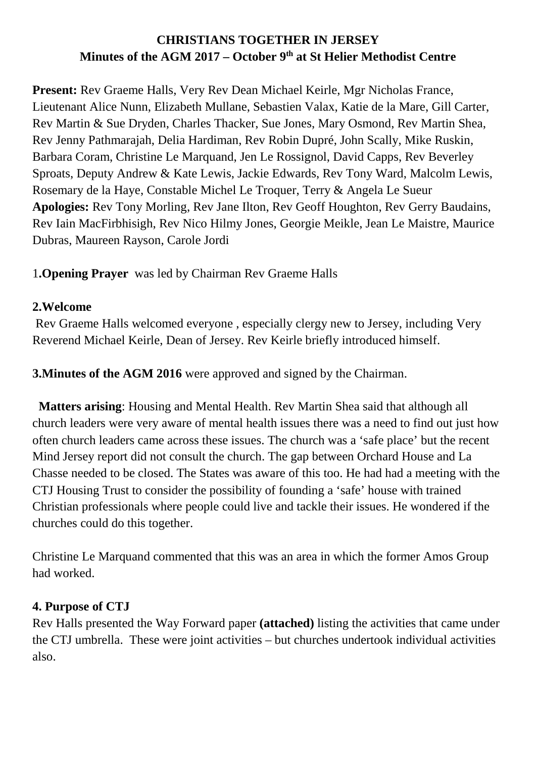**CHRISTIANS TOGETHER IN JERSEY**
**Minutes of the AGM 2017 – October 9th at St Helier Methodist Centre**

**Present:** Rev Graeme Halls, Very Rev Dean Michael Keirle, Mgr Nicholas France, Lieutenant Alice Nunn, Elizabeth Mullane, Sebastien Valax, Katie de la Mare, Gill Carter, Rev Martin & Sue Dryden, Charles Thacker, Sue Jones, Mary Osmond, Rev Martin Shea, Rev Jenny Pathmarajah, Delia Hardiman, Rev Robin Dupré, John Scally, Mike Ruskin, Barbara Coram, Christine Le Marquand, Jen Le Rossignol, David Capps, Rev Beverley Sproats, Deputy Andrew & Kate Lewis, Jackie Edwards, Rev Tony Ward, Malcolm Lewis, Rosemary de la Haye, Constable Michel Le Troquer, Terry & Angela Le Sueur
**Apologies:** Rev Tony Morling, Rev Jane Ilton, Rev Geoff Houghton, Rev Gerry Baudains, Rev Iain MacFirbhisigh, Rev Nico Hilmy Jones, Georgie Meikle, Jean Le Maistre, Maurice Dubras, Maureen Rayson, Carole Jordi

1.**Opening Prayer** was led by Chairman Rev Graeme Halls

**2.Welcome**
Rev Graeme Halls welcomed everyone , especially clergy new to Jersey, including Very Reverend Michael Keirle, Dean of Jersey. Rev Keirle briefly introduced himself.

**3.Minutes of the AGM 2016** were approved and signed by the Chairman.

**Matters arising**: Housing and Mental Health. Rev Martin Shea said that although all church leaders were very aware of mental health issues there was a need to find out just how often church leaders came across these issues. The church was a 'safe place' but the recent Mind Jersey report did not consult the church. The gap between Orchard House and La Chasse needed to be closed. The States was aware of this too. He had had a meeting with the CTJ Housing Trust to consider the possibility of founding a 'safe' house with trained Christian professionals where people could live and tackle their issues. He wondered if the churches could do this together.

Christine Le Marquand commented that this was an area in which the former Amos Group had worked.

**4. Purpose of CTJ**
Rev Halls presented the Way Forward paper **(attached)** listing the activities that came under the CTJ umbrella. These were joint activities – but churches undertook individual activities also.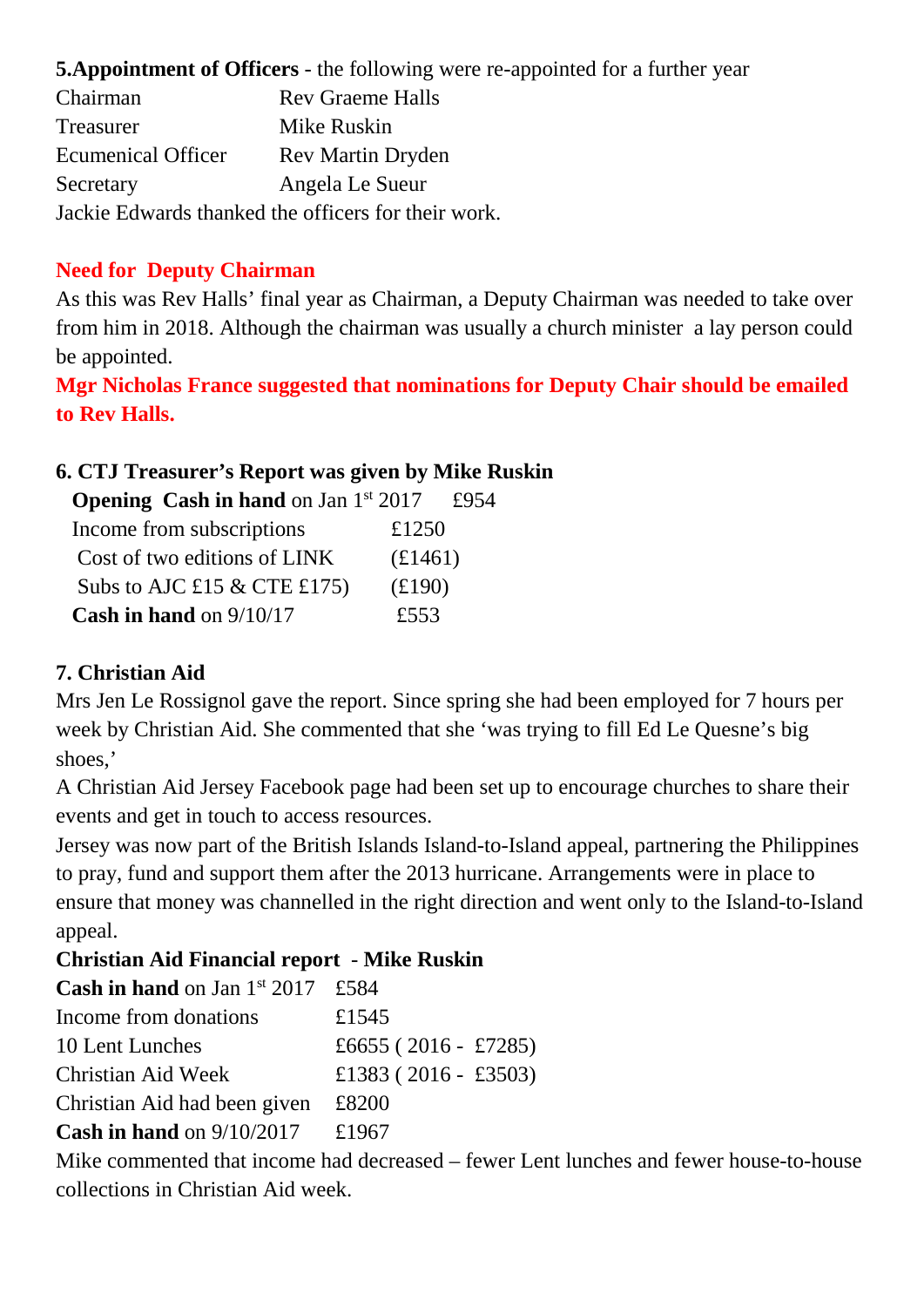**5.Appointment of Officers** - the following were re-appointed for a further year

| | |
|---|---|
| Chairman | Rev Graeme Halls |
| Treasurer | Mike Ruskin |
| Ecumenical Officer | Rev Martin Dryden |
| Secretary | Angela Le Sueur |

Jackie Edwards thanked the officers for their work.

**Need for Deputy Chairman**

As this was Rev Halls' final year as Chairman, a Deputy Chairman was needed to take over from him in 2018. Although the chairman was usually a church minister a lay person could be appointed.

**Mgr Nicholas France suggested that nominations for Deputy Chair should be emailed to Rev Halls.**

**6. CTJ Treasurer's Report was given by Mike Ruskin**

| | |
|---|---|
| **Opening Cash in hand** on Jan 1st 2017 | £954 |
| Income from subscriptions | £1250 |
| Cost of two editions of LINK | (£1461) |
| Subs to AJC £15 & CTE £175) | (£190) |
| **Cash in hand** on 9/10/17 | £553 |

**7. Christian Aid**

Mrs Jen Le Rossignol gave the report. Since spring she had been employed for 7 hours per week by Christian Aid. She commented that she 'was trying to fill Ed Le Quesne's big shoes,'

A Christian Aid Jersey Facebook page had been set up to encourage churches to share their events and get in touch to access resources.

Jersey was now part of the British Islands Island-to-Island appeal, partnering the Philippines to pray, fund and support them after the 2013 hurricane. Arrangements were in place to ensure that money was channelled in the right direction and went only to the Island-to-Island appeal.

**Christian Aid Financial report - Mike Ruskin**

| | |
|---|---|
| **Cash in hand** on Jan 1st 2017 | £584 |
| Income from donations | £1545 |
| 10 Lent Lunches | £6655 ( 2016 - £7285) |
| Christian Aid Week | £1383 ( 2016 - £3503) |
| Christian Aid had been given | £8200 |
| **Cash in hand** on 9/10/2017 | £1967 |

Mike commented that income had decreased – fewer Lent lunches and fewer house-to-house collections in Christian Aid week.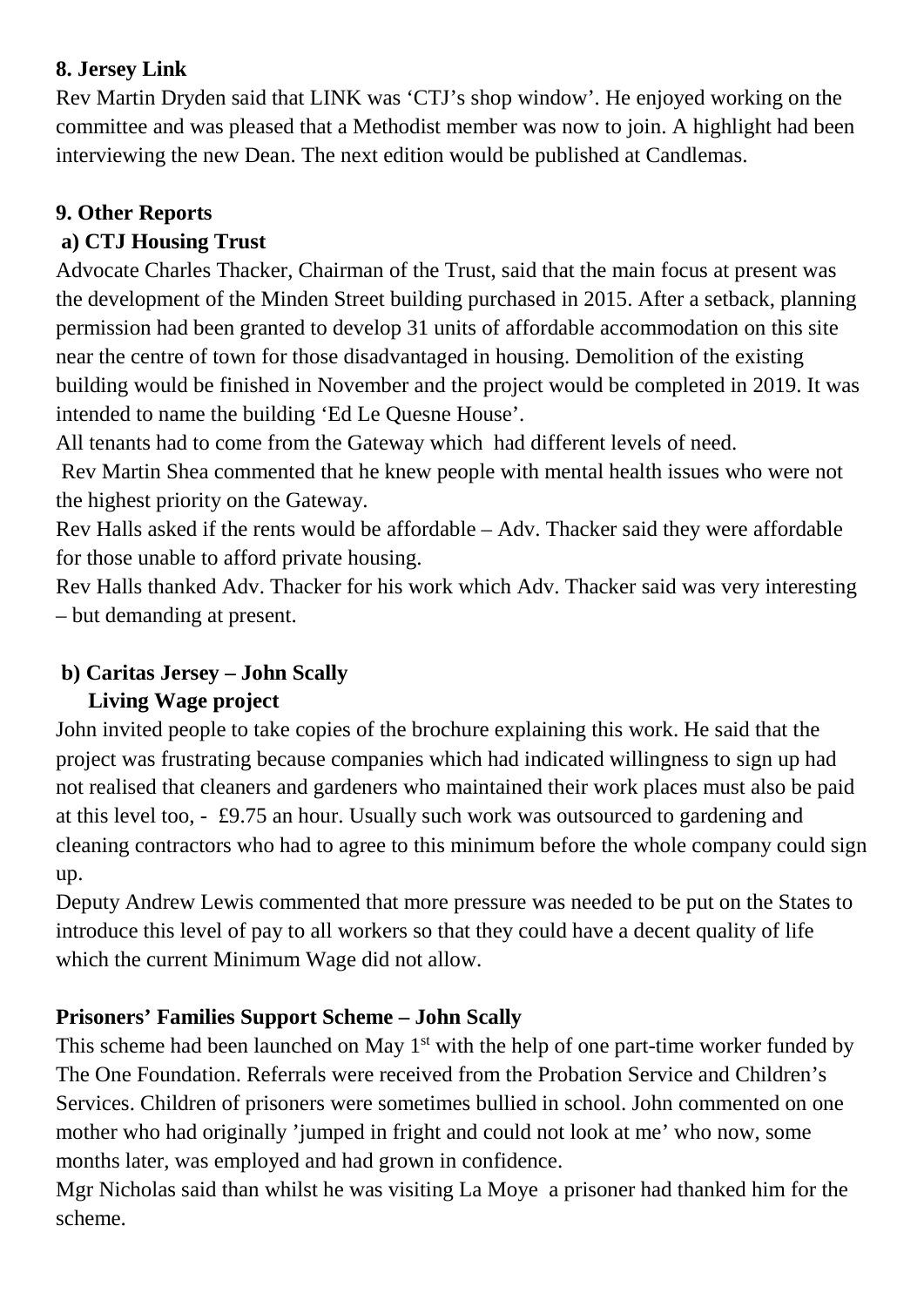**8. Jersey Link**

Rev Martin Dryden said that LINK was 'CTJ's shop window'. He enjoyed working on the committee and was pleased that a Methodist member was now to join. A highlight had been interviewing the new Dean. The next edition would be published at Candlemas.

**9. Other Reports**

**a) CTJ Housing Trust**

Advocate Charles Thacker, Chairman of the Trust, said that the main focus at present was the development of the Minden Street building purchased in 2015. After a setback, planning permission had been granted to develop 31 units of affordable accommodation on this site near the centre of town for those disadvantaged in housing. Demolition of the existing building would be finished in November and the project would be completed in 2019. It was intended to name the building 'Ed Le Quesne House'.

All tenants had to come from the Gateway which had different levels of need.

Rev Martin Shea commented that he knew people with mental health issues who were not the highest priority on the Gateway.

Rev Halls asked if the rents would be affordable – Adv. Thacker said they were affordable for those unable to afford private housing.

Rev Halls thanked Adv. Thacker for his work which Adv. Thacker said was very interesting – but demanding at present.

**b) Caritas Jersey – John Scally**
**Living Wage project**

John invited people to take copies of the brochure explaining this work. He said that the project was frustrating because companies which had indicated willingness to sign up had not realised that cleaners and gardeners who maintained their work places must also be paid at this level too, - £9.75 an hour. Usually such work was outsourced to gardening and cleaning contractors who had to agree to this minimum before the whole company could sign up.

Deputy Andrew Lewis commented that more pressure was needed to be put on the States to introduce this level of pay to all workers so that they could have a decent quality of life which the current Minimum Wage did not allow.

**Prisoners' Families Support Scheme – John Scally**

This scheme had been launched on May 1st with the help of one part-time worker funded by The One Foundation. Referrals were received from the Probation Service and Children's Services. Children of prisoners were sometimes bullied in school. John commented on one mother who had originally 'jumped in fright and could not look at me' who now, some months later, was employed and had grown in confidence.

Mgr Nicholas said than whilst he was visiting La Moye a prisoner had thanked him for the scheme.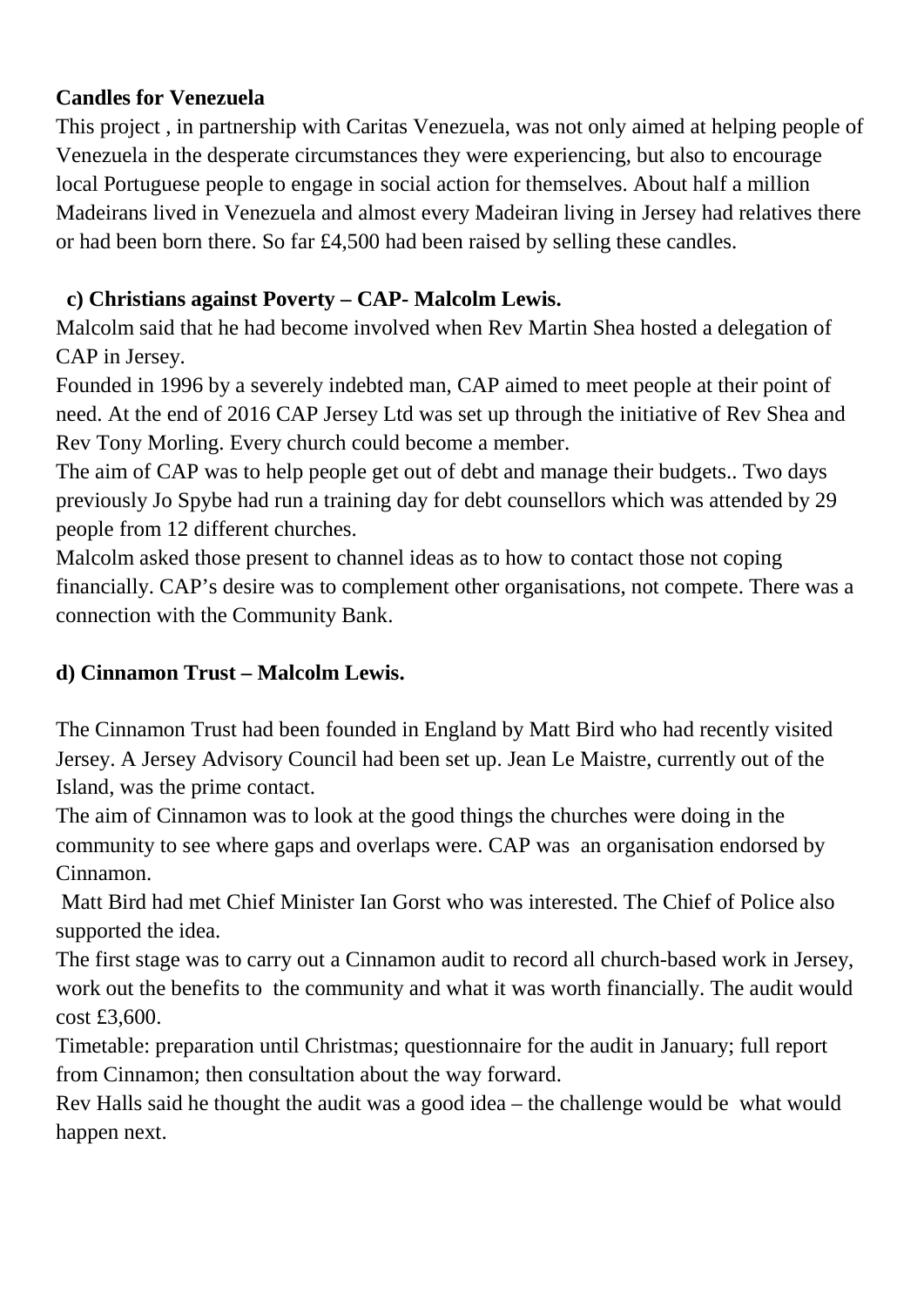**Candles for Venezuela**

This project , in partnership with Caritas Venezuela, was not only aimed at helping people of Venezuela in the desperate circumstances they were experiencing, but also to encourage local Portuguese people to engage in social action for themselves. About half a million Madeirans lived in Venezuela and almost every Madeiran living in Jersey had relatives there or had been born there. So far £4,500 had been raised by selling these candles.

**c) Christians against Poverty – CAP- Malcolm Lewis.**

Malcolm said that he had become involved when Rev Martin Shea hosted a delegation of CAP in Jersey.

Founded in 1996 by a severely indebted man, CAP aimed to meet people at their point of need. At the end of 2016 CAP Jersey Ltd was set up through the initiative of Rev Shea and Rev Tony Morling. Every church could become a member.

The aim of CAP was to help people get out of debt and manage their budgets.. Two days previously Jo Spybe had run a training day for debt counsellors which was attended by 29 people from 12 different churches.

Malcolm asked those present to channel ideas as to how to contact those not coping financially. CAP's desire was to complement other organisations, not compete. There was a connection with the Community Bank.

**d) Cinnamon Trust – Malcolm Lewis.**

The Cinnamon Trust had been founded in England by Matt Bird who had recently visited Jersey. A Jersey Advisory Council had been set up. Jean Le Maistre, currently out of the Island, was the prime contact.

The aim of Cinnamon was to look at the good things the churches were doing in the community to see where gaps and overlaps were. CAP was an organisation endorsed by Cinnamon.

Matt Bird had met Chief Minister Ian Gorst who was interested. The Chief of Police also supported the idea.

The first stage was to carry out a Cinnamon audit to record all church-based work in Jersey, work out the benefits to the community and what it was worth financially. The audit would cost £3,600.

Timetable: preparation until Christmas; questionnaire for the audit in January; full report from Cinnamon; then consultation about the way forward.

Rev Halls said he thought the audit was a good idea – the challenge would be what would happen next.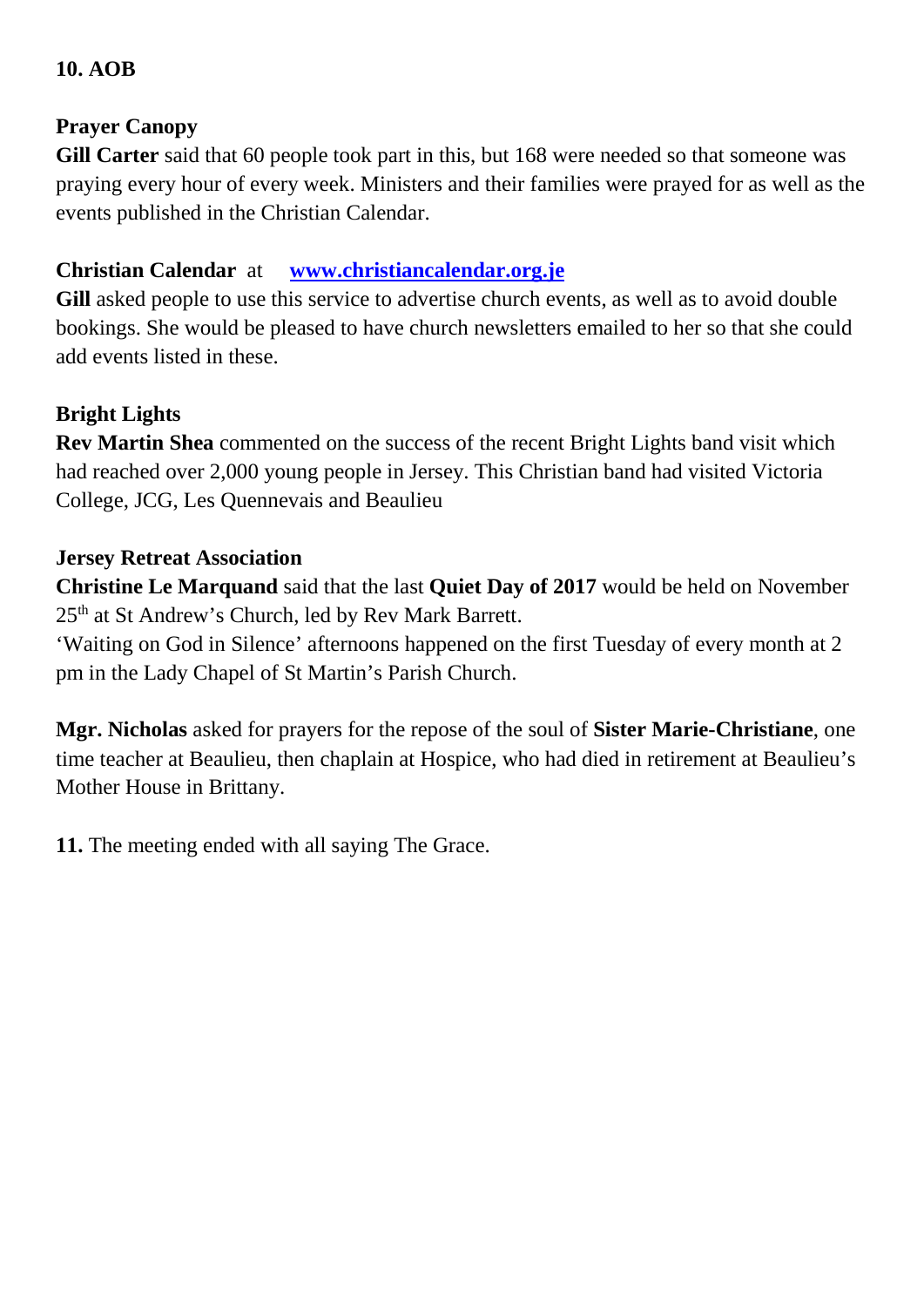**10. AOB**

**Prayer Canopy**

**Gill Carter** said that 60 people took part in this, but 168 were needed so that someone was praying every hour of every week. Ministers and their families were prayed for as well as the events published in the Christian Calendar.

**Christian Calendar** at **www.christiancalendar.org.je**

**Gill** asked people to use this service to advertise church events, as well as to avoid double bookings. She would be pleased to have church newsletters emailed to her so that she could add events listed in these.

**Bright Lights**

**Rev Martin Shea** commented on the success of the recent Bright Lights band visit which had reached over 2,000 young people in Jersey. This Christian band had visited Victoria College, JCG, Les Quennevais and Beaulieu

**Jersey Retreat Association**

**Christine Le Marquand** said that the last **Quiet Day of 2017** would be held on November 25th at St Andrew's Church, led by Rev Mark Barrett.

'Waiting on God in Silence' afternoons happened on the first Tuesday of every month at 2 pm in the Lady Chapel of St Martin's Parish Church.

**Mgr. Nicholas** asked for prayers for the repose of the soul of **Sister Marie-Christiane**, one time teacher at Beaulieu, then chaplain at Hospice, who had died in retirement at Beaulieu's Mother House in Brittany.

**11.** The meeting ended with all saying The Grace.